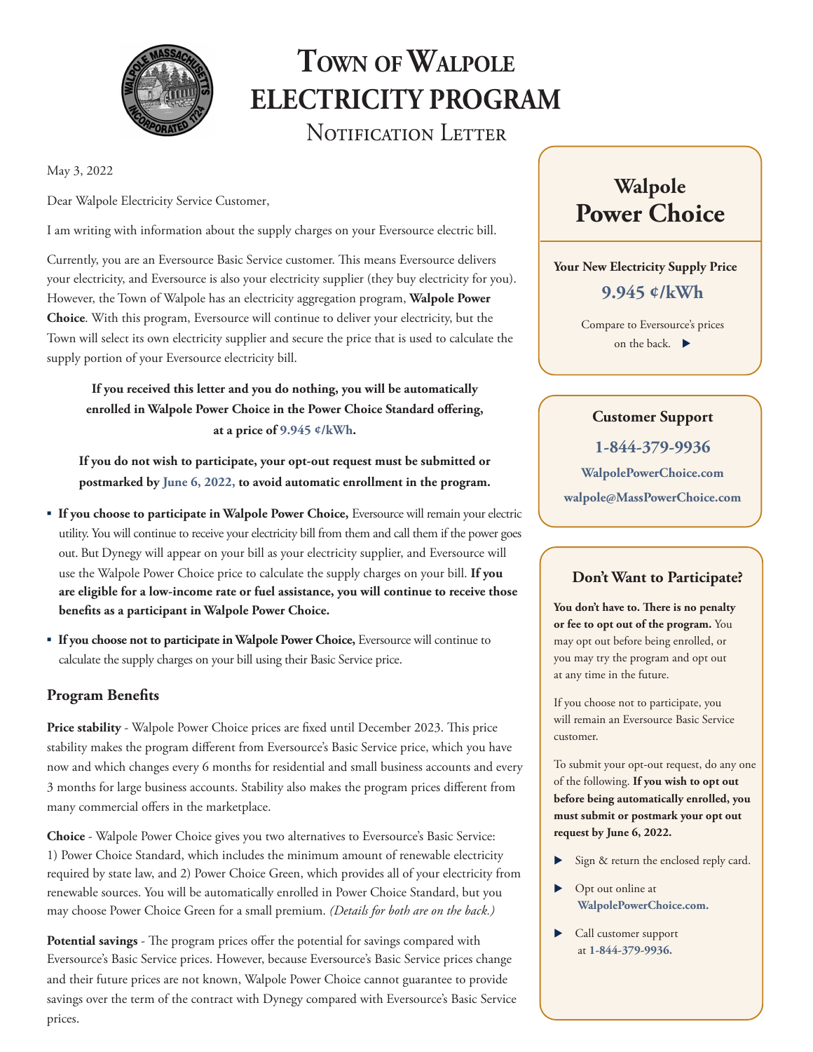# Town of Walpole Electricity Program

## Notification Letter

May 3, 2022

Dear Walpole Electricity Service Customer,

I am writing with information about the supply charges on your Eversource electric bill.

Currently, you are an Eversource Basic Service customer. This means Eversource delivers your electricity, and Eversource is also your electricity supplier (they buy electricity for you). However, the Town of Walpole has an electricity aggregation program, **Walpole Power Choice**. With this program, Eversource will continue to deliver your electricity, but the Town will select its own electricity supplier and secure the price that is used to calculate the supply portion of your Eversource electricity bill.

**If you received this letter and you do nothing, you will be automatically enrolled in Walpole Power Choice in the Power Choice Standard offering, at a price of 9.945 ¢/kWh.**

**If you do not wish to participate, your opt-out request must be submitted or postmarked by June 6, 2022, to avoid automatic enrollment in the program.**

- **If you choose to participate in Walpole Power Choice,** Eversource will remain your electric utility. You will continue to receive your electricity bill from them and call them if the power goes out. But Dynegy will appear on your bill as your electricity supplier, and Eversource will use the Walpole Power Choice price to calculate the supply charges on your bill. **If you are eligible for a low-income rate or fuel assistance, you will continue to receive those benefits as a participant in Walpole Power Choice.**
- **If you choose not to participate in Walpole Power Choice,** Eversource will continue to calculate the supply charges on your bill using their Basic Service price.

### Program Benefits

**Price stability** - Walpole Power Choice prices are fixed until December 2023. This price stability makes the program different from Eversource's Basic Service price, which you have now and which changes every 6 months for residential and small business accounts and every 3 months for large business accounts. Stability also makes the program prices different from many commercial offers in the marketplace.

**Choice** - Walpole Power Choice gives you two alternatives to Eversource's Basic Service: 1) Power Choice Standard, which includes the minimum amount of renewable electricity required by state law, and 2) Power Choice Green, which provides all of your electricity from renewable sources. You will be automatically enrolled in Power Choice Standard, but you may choose Power Choice Green for a small premium. *(Details for both are on the back.)*

**Potential savings** - The program prices offer the potential for savings compared with Eversource's Basic Service prices. However, because Eversource's Basic Service prices change and their future prices are not known, Walpole Power Choice cannot guarantee to provide savings over the term of the contract with Dynegy compared with Eversource's Basic Service prices.

## Walpole Power Choice

**Your New Electricity Supply Price**

**9.945 ¢/kWh**

Compare to Eversource's prices on the back. ▶

### Customer Support

**1-844-379-9936**

**WalpolePowerChoice.com**

**walpole@MassPowerChoice.com**

### Don't Want to Participate?

**You don't have to. There is no penalty or fee to opt out of the program.** You may opt out before being enrolled, or you may try the program and opt out at any time in the future.

If you choose not to participate, you will remain an Eversource Basic Service customer.

To submit your opt-out request, do any one of the following. **If you wish to opt out before being automatically enrolled, you must submit or postmark your opt out request by June 6, 2022.**

- Sign & return the enclosed reply card.
- Opt out online at **WalpolePowerChoice.com.**
- Call customer support at **1-844-379-9936.**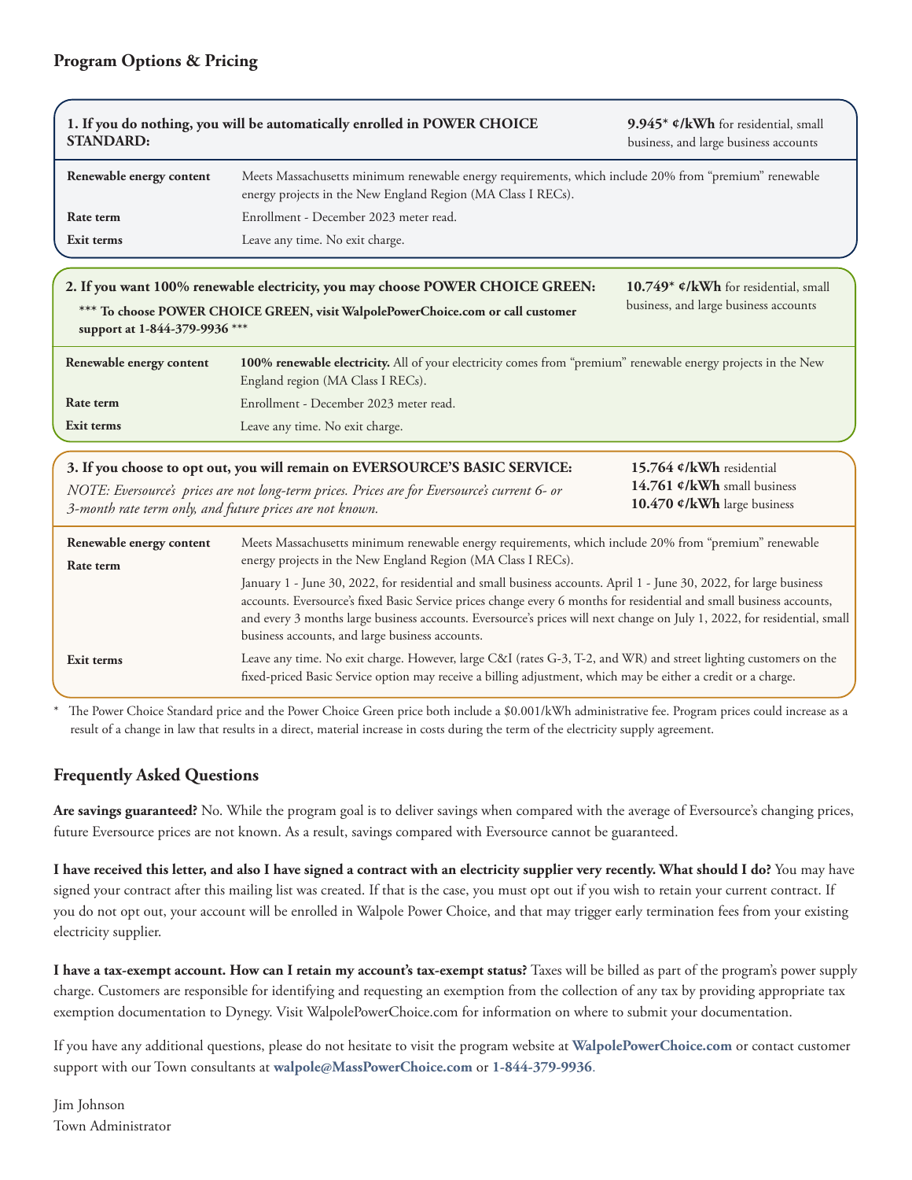## Program Options & Pricing

| **1. If you do nothing, you will be automatically enrolled in POWER CHOICE STANDARD:** | **9.945* ¢/kWh** for residential, small business, and large business accounts |
|---|---|
| **Renewable energy content** | Meets Massachusetts minimum renewable energy requirements, which include 20% from "premium" renewable energy projects in the New England Region (MA Class I RECs). |
| **Rate term** | Enrollment - December 2023 meter read. |
| **Exit terms** | Leave any time. No exit charge. |

| **2. If you want 100% renewable electricity, you may choose POWER CHOICE GREEN:** **\*\*\* To choose POWER CHOICE GREEN, visit WalpolePowerChoice.com or call customer support at 1-844-379-9936 \*\*\*** | **10.749* ¢/kWh** for residential, small business, and large business accounts |
|---|---|
| **Renewable energy content** | **100% renewable electricity.** All of your electricity comes from "premium" renewable energy projects in the New England region (MA Class I RECs). |
| **Rate term** | Enrollment - December 2023 meter read. |
| **Exit terms** | Leave any time. No exit charge. |

| **3. If you choose to opt out, you will remain on EVERSOURCE'S BASIC SERVICE:** *NOTE: Eversource's prices are not long-term prices. Prices are for Eversource's current 6- or 3-month rate term only, and future prices are not known.* | **15.764 ¢/kWh** residential **14.761 ¢/kWh** small business **10.470 ¢/kWh** large business |
|---|---|
| **Renewable energy content** | Meets Massachusetts minimum renewable energy requirements, which include 20% from "premium" renewable energy projects in the New England Region (MA Class I RECs). |
| **Rate term** | January 1 - June 30, 2022, for residential and small business accounts. April 1 - June 30, 2022, for large business accounts. Eversource's fixed Basic Service prices change every 6 months for residential and small business accounts, and every 3 months large business accounts. Eversource's prices will next change on July 1, 2022, for residential, small business accounts, and large business accounts. |
| **Exit terms** | Leave any time. No exit charge. However, large C&I (rates G-3, T-2, and WR) and street lighting customers on the fixed-priced Basic Service option may receive a billing adjustment, which may be either a credit or a charge. |

\* The Power Choice Standard price and the Power Choice Green price both include a $0.001/kWh administrative fee. Program prices could increase as a result of a change in law that results in a direct, material increase in costs during the term of the electricity supply agreement.

## Frequently Asked Questions

**Are savings guaranteed?** No. While the program goal is to deliver savings when compared with the average of Eversource's changing prices, future Eversource prices are not known. As a result, savings compared with Eversource cannot be guaranteed.

**I have received this letter, and also I have signed a contract with an electricity supplier very recently. What should I do?** You may have signed your contract after this mailing list was created. If that is the case, you must opt out if you wish to retain your current contract. If you do not opt out, your account will be enrolled in Walpole Power Choice, and that may trigger early termination fees from your existing electricity supplier.

**I have a tax-exempt account. How can I retain my account's tax-exempt status?** Taxes will be billed as part of the program's power supply charge. Customers are responsible for identifying and requesting an exemption from the collection of any tax by providing appropriate tax exemption documentation to Dynegy. Visit WalpolePowerChoice.com for information on where to submit your documentation.

If you have any additional questions, please do not hesitate to visit the program website at **WalpolePowerChoice.com** or contact customer support with our Town consultants at **walpole@MassPowerChoice.com** or **1-844-379-9936**.

Jim Johnson
Town Administrator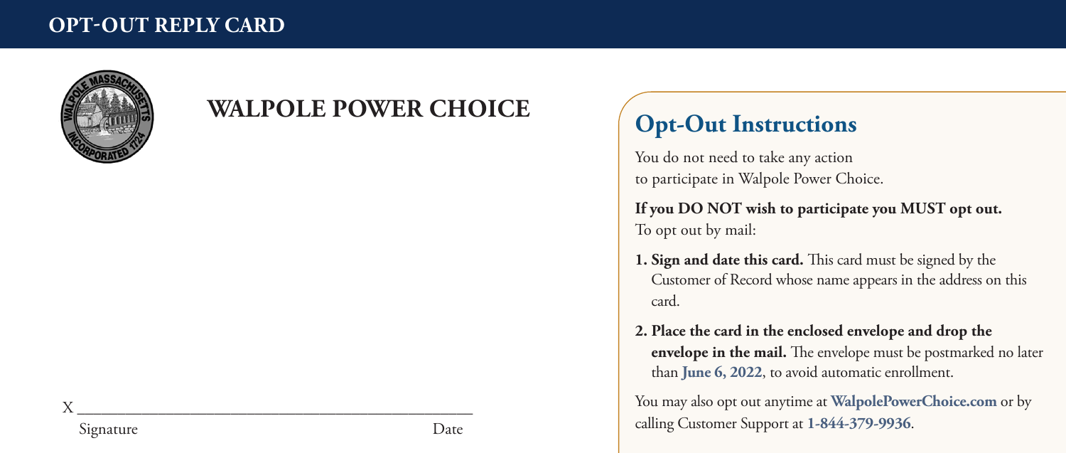# OPT-OUT REPLY CARD

## WALPOLE POWER CHOICE

X ________________________________________________

Signature                                                                                    Date

## Opt-Out Instructions

You do not need to take any action to participate in Walpole Power Choice.

**If you DO NOT wish to participate you MUST opt out.**
To opt out by mail:

1. **Sign and date this card.** This card must be signed by the Customer of Record whose name appears in the address on this card.
2. **Place the card in the enclosed envelope and drop the envelope in the mail.** The envelope must be postmarked no later than **June 6, 2022**, to avoid automatic enrollment.

You may also opt out anytime at **WalpolePowerChoice.com** or by calling Customer Support at **1-844-379-9936**.